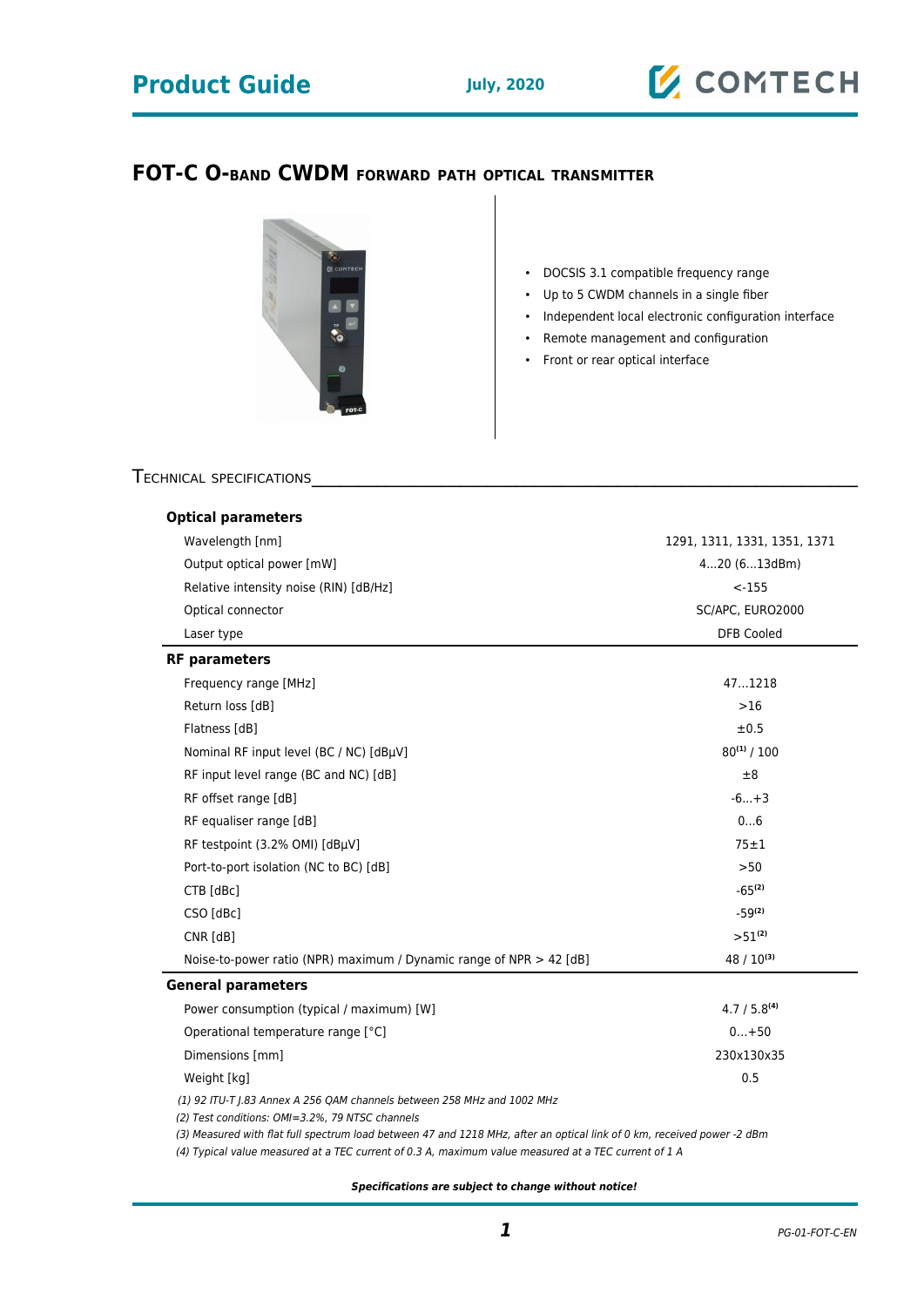# Product Guide

July, 2020

## FOT-C O-BAND CWDM FORWARD PATH OPTICAL TRANSMITTER

- DOCSIS 3.1 compatible frequency range
- Up to 5 CWDM channels in a single fiber
- Independent local electronic configuration interface
- Remote management and configuration
- Front or rear optical interface

## TECHNICAL SPECIFICATIONS

| Parameter | Value |
|---|---|
| **Optical parameters** | |
| Wavelength [nm] | 1291, 1311, 1331, 1351, 1371 |
| Output optical power [mW] | 4...20 (6...13dBm) |
| Relative intensity noise (RIN) [dB/Hz] | <-155 |
| Optical connector | SC/APC, EURO2000 |
| Laser type | DFB Cooled |
| **RF parameters** | |
| Frequency range [MHz] | 47...1218 |
| Return loss [dB] | >16 |
| Flatness [dB] | ±0.5 |
| Nominal RF input level (BC / NC) [dBµV] | 80(1) / 100 |
| RF input level range (BC and NC) [dB] | ±8 |
| RF offset range [dB] | -6...+3 |
| RF equaliser range [dB] | 0...6 |
| RF testpoint (3.2% OMI) [dBµV] | 75±1 |
| Port-to-port isolation (NC to BC) [dB] | >50 |
| CTB [dBc] | -65(2) |
| CSO [dBc] | -59(2) |
| CNR [dB] | >51(2) |
| Noise-to-power ratio (NPR) maximum / Dynamic range of NPR > 42 [dB] | 48 / 10(3) |
| **General parameters** | |
| Power consumption (typical / maximum) [W] | 4.7 / 5.8(4) |
| Operational temperature range [°C] | 0...+50 |
| Dimensions [mm] | 230x130x35 |
| Weight [kg] | 0.5 |

*(1) 92 ITU-T J.83 Annex A 256 QAM channels between 258 MHz and 1002 MHz*

*(2) Test conditions: OMI=3.2%, 79 NTSC channels*

*(3) Measured with flat full spectrum load between 47 and 1218 MHz, after an optical link of 0 km, received power -2 dBm*

*(4) Typical value measured at a TEC current of 0.3 A, maximum value measured at a TEC current of 1 A*

***Specifications are subject to change without notice!***

PG-01-FOT-C-EN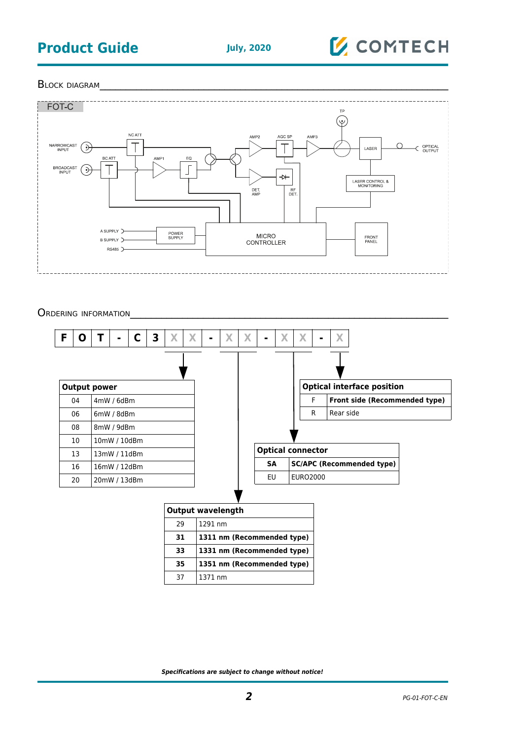## Block diagram

FOT-C

TP

NC ATT

AMP2

AGC SP

AMP3

NARROWCAST INPUT

LASER

OPTICAL OUTPUT

BC ATT

AMP1

EQ

BROADCAST INPUT

DET. AMP

RF DET.

LASER CONTROL & MONITORING

A SUPPLY

B SUPPLY

RS485

POWER SUPPLY

MICRO CONTROLLER

FRONT PANEL

## Ordering information

| F | O | T | - | C | 3 | X | X | - | X | X | - | X | X | - | X |
|---|---|---|---|---|---|---|---|---|---|---|---|---|---|---|---|

| Output power | |
|---|---|
| 04 | 4mW / 6dBm |
| 06 | 6mW / 8dBm |
| 08 | 8mW / 9dBm |
| 10 | 10mW / 10dBm |
| 13 | 13mW / 11dBm |
| 16 | 16mW / 12dBm |
| 20 | 20mW / 13dBm |

| Output wavelength | |
|---|---|
| 29 | 1291 nm |
| **31** | **1311 nm (Recommended type)** |
| **33** | **1331 nm (Recommended type)** |
| **35** | **1351 nm (Recommended type)** |
| 37 | 1371 nm |

| Optical connector | |
|---|---|
| **SA** | **SC/APC (Recommended type)** |
| EU | EURO2000 |

| Optical interface position | |
|---|---|
| F | **Front side (Recommended type)** |
| R | Rear side |

***Specifications are subject to change without notice!***